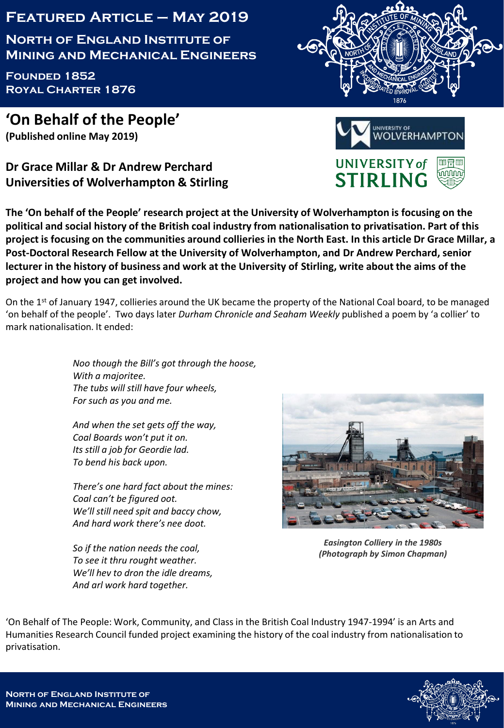# Featured Article – May 2019

## North of England Institute of Mining and Mechanical Engineers

**Founded 1852**
**Royal Charter 1876**

## 'On Behalf of the People'

**(Published online May 2019)**

**Dr Grace Millar & Dr Andrew Perchard**
**Universities of Wolverhampton & Stirling**

**The 'On behalf of the People' research project at the University of Wolverhampton is focusing on the political and social history of the British coal industry from nationalisation to privatisation. Part of this project is focusing on the communities around collieries in the North East. In this article Dr Grace Millar, a Post-Doctoral Research Fellow at the University of Wolverhampton, and Dr Andrew Perchard, senior lecturer in the history of business and work at the University of Stirling, write about the aims of the project and how you can get involved.**

On the 1st of January 1947, collieries around the UK became the property of the National Coal board, to be managed 'on behalf of the people'. Two days later *Durham Chronicle and Seaham Weekly* published a poem by 'a collier' to mark nationalisation. It ended:

*Noo though the Bill's got through the hoose,*
*With a majoritee.*
*The tubs will still have four wheels,*
*For such as you and me.*

*And when the set gets off the way,*
*Coal Boards won't put it on.*
*Its still a job for Geordie lad.*
*To bend his back upon.*

*There's one hard fact about the mines:*
*Coal can't be figured oot.*
*We'll still need spit and baccy chow,*
*And hard work there's nee doot.*

*So if the nation needs the coal,*
*To see it thru rought weather.*
*We'll hev to dron the idle dreams,*
*And arl work hard together.*

***Easington Colliery in the 1980s***
***(Photograph by Simon Chapman)***

'On Behalf of The People: Work, Community, and Class in the British Coal Industry 1947-1994' is an Arts and Humanities Research Council funded project examining the history of the coal industry from nationalisation to privatisation.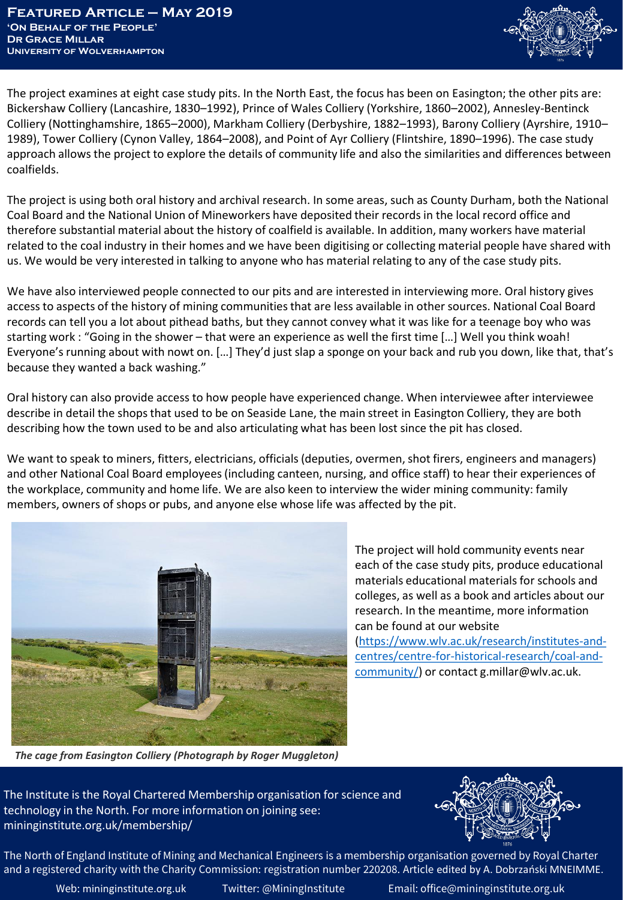The project examines at eight case study pits. In the North East, the focus has been on Easington; the other pits are: Bickershaw Colliery (Lancashire, 1830–1992), Prince of Wales Colliery (Yorkshire, 1860–2002), Annesley-Bentinck Colliery (Nottinghamshire, 1865–2000), Markham Colliery (Derbyshire, 1882–1993), Barony Colliery (Ayrshire, 1910–1989), Tower Colliery (Cynon Valley, 1864–2008), and Point of Ayr Colliery (Flintshire, 1890–1996). The case study approach allows the project to explore the details of community life and also the similarities and differences between coalfields.

The project is using both oral history and archival research. In some areas, such as County Durham, both the National Coal Board and the National Union of Mineworkers have deposited their records in the local record office and therefore substantial material about the history of coalfield is available. In addition, many workers have material related to the coal industry in their homes and we have been digitising or collecting material people have shared with us. We would be very interested in talking to anyone who has material relating to any of the case study pits.

We have also interviewed people connected to our pits and are interested in interviewing more. Oral history gives access to aspects of the history of mining communities that are less available in other sources. National Coal Board records can tell you a lot about pithead baths, but they cannot convey what it was like for a teenage boy who was starting work : "Going in the shower – that were an experience as well the first time […] Well you think woah! Everyone's running about with nowt on. […] They'd just slap a sponge on your back and rub you down, like that, that's because they wanted a back washing."

Oral history can also provide access to how people have experienced change. When interviewee after interviewee describe in detail the shops that used to be on Seaside Lane, the main street in Easington Colliery, they are both describing how the town used to be and also articulating what has been lost since the pit has closed.

We want to speak to miners, fitters, electricians, officials (deputies, overmen, shot firers, engineers and managers) and other National Coal Board employees (including canteen, nursing, and office staff) to hear their experiences of the workplace, community and home life. We are also keen to interview the wider mining community: family members, owners of shops or pubs, and anyone else whose life was affected by the pit.

***The cage from Easington Colliery (Photograph by Roger Muggleton)***

The project will hold community events near each of the case study pits, produce educational materials educational materials for schools and colleges, as well as a book and articles about our research. In the meantime, more information can be found at our website (https://www.wlv.ac.uk/research/institutes-and-centres/centre-for-historical-research/coal-and-community/) or contact g.millar@wlv.ac.uk.

The Institute is the Royal Chartered Membership organisation for science and technology in the North. For more information on joining see: mininginstitute.org.uk/membership/

The North of England Institute of Mining and Mechanical Engineers is a membership organisation governed by Royal Charter and a registered charity with the Charity Commission: registration number 220208. Article edited by A. Dobrzański MNEIMME.

Web: mininginstitute.org.uk Twitter: @MiningInstitute Email: office@mininginstitute.org.uk